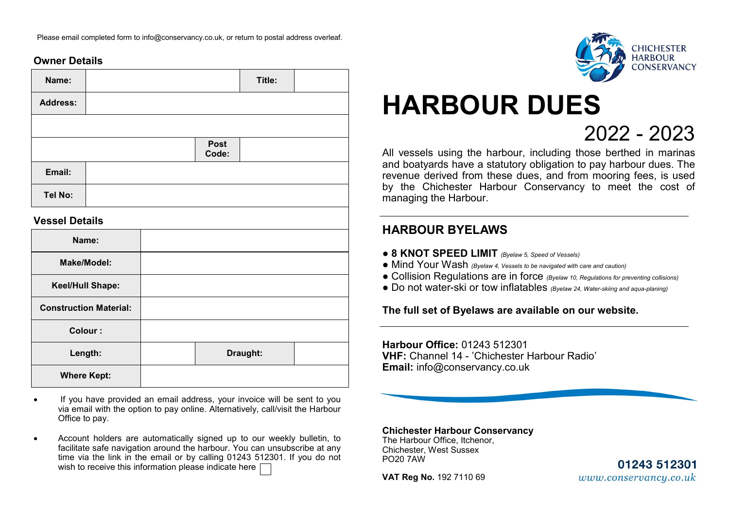Please email completed form to info@conservancy.co.uk, or return to postal address overleaf.

## Owner Details

| Name: | | Title: | |
|---|---|---|---|
| Address: | | | |
| | | | |
| | | Post Code: | |
| Email: | | | |
| Tel No: | | | |

## Vessel Details

| Name: | | | |
|---|---|---|---|
| Make/Model: | | | |
| Keel/Hull Shape: | | | |
| Construction Material: | | | |
| Colour : | | | |
| Length: | | Draught: | |
| Where Kept: | | | |

- If you have provided an email address, your invoice will be sent to you via email with the option to pay online. Alternatively, call/visit the Harbour Office to pay.
- Account holders are automatically signed up to our weekly bulletin, to facilitate safe navigation around the harbour. You can unsubscribe at any time via the link in the email or by calling 01243 512301. If you do not wish to receive this information please indicate here ☐

CHICHESTER HARBOUR CONSERVANCY

# HARBOUR DUES

## 2022 - 2023

All vessels using the harbour, including those berthed in marinas and boatyards have a statutory obligation to pay harbour dues. The revenue derived from these dues, and from mooring fees, is used by the Chichester Harbour Conservancy to meet the cost of managing the Harbour.

## HARBOUR BYELAWS

- **8 KNOT SPEED LIMIT** *(Byelaw 5, Speed of Vessels)*
- Mind Your Wash *(Byelaw 4, Vessels to be navigated with care and caution)*
- Collision Regulations are in force *(Byelaw 10, Regulations for preventing collisions)*
- Do not water-ski or tow inflatables *(Byelaw 24, Water-skiing and aqua-planing)*

**The full set of Byelaws are available on our website.**

**Harbour Office:** 01243 512301
**VHF:** Channel 14 - 'Chichester Harbour Radio'
**Email:** info@conservancy.co.uk

**Chichester Harbour Conservancy**
The Harbour Office, Itchenor,
Chichester, West Sussex
PO20 7AW

**VAT Reg No.** 192 7110 69

**01243 512301**
*www.conservancy.co.uk*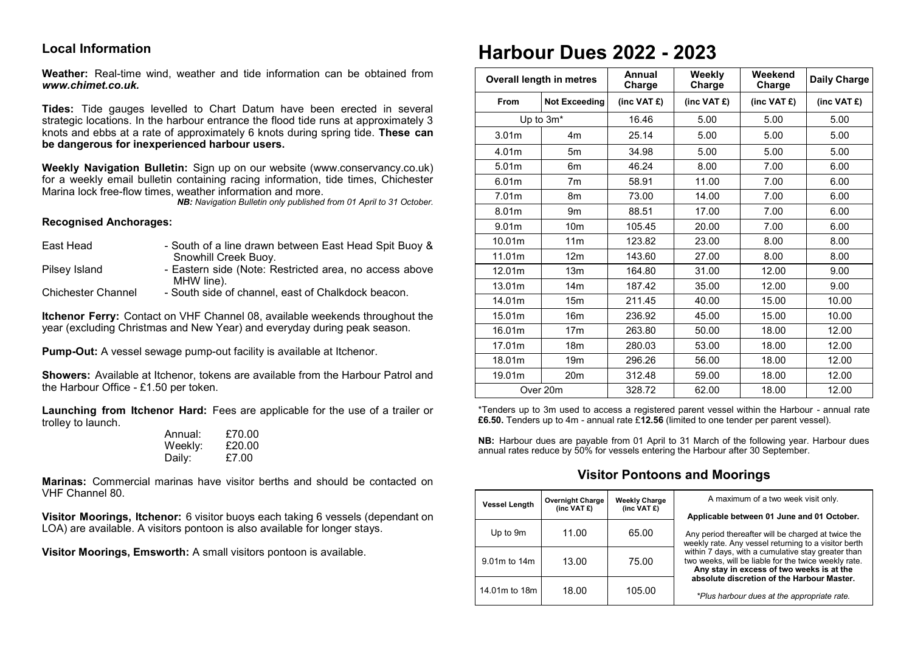## Local Information

**Weather:** Real-time wind, weather and tide information can be obtained from ***www.chimet.co.uk.***

**Tides:** Tide gauges levelled to Chart Datum have been erected in several strategic locations. In the harbour entrance the flood tide runs at approximately 3 knots and ebbs at a rate of approximately 6 knots during spring tide. **These can be dangerous for inexperienced harbour users.**

**Weekly Navigation Bulletin:** Sign up on our website (www.conservancy.co.uk) for a weekly email bulletin containing racing information, tide times, Chichester Marina lock free-flow times, weather information and more.

***NB:** Navigation Bulletin only published from 01 April to 31 October.*

**Recognised Anchorages:**

| | |
|---|---|
| East Head | - South of a line drawn between East Head Spit Buoy & Snowhill Creek Buoy. |
| Pilsey Island | - Eastern side (Note: Restricted area, no access above MHW line). |
| Chichester Channel | - South side of channel, east of Chalkdock beacon. |

**Itchenor Ferry:** Contact on VHF Channel 08, available weekends throughout the year (excluding Christmas and New Year) and everyday during peak season.

**Pump-Out:** A vessel sewage pump-out facility is available at Itchenor.

**Showers:** Available at Itchenor, tokens are available from the Harbour Patrol and the Harbour Office - £1.50 per token.

**Launching from Itchenor Hard:** Fees are applicable for the use of a trailer or trolley to launch.

| | |
|---|---|
| Annual: | £70.00 |
| Weekly: | £20.00 |
| Daily: | £7.00 |

**Marinas:** Commercial marinas have visitor berths and should be contacted on VHF Channel 80.

**Visitor Moorings, Itchenor:** 6 visitor buoys each taking 6 vessels (dependant on LOA) are available. A visitors pontoon is also available for longer stays.

**Visitor Moorings, Emsworth:** A small visitors pontoon is available.

# Harbour Dues 2022 - 2023

| Overall length in metres | | Annual Charge | Weekly Charge | Weekend Charge | Daily Charge |
|---|---|---|---|---|---|
| From | Not Exceeding | (inc VAT £) | (inc VAT £) | (inc VAT £) | (inc VAT £) |
| Up to 3m* | | 16.46 | 5.00 | 5.00 | 5.00 |
| 3.01m | 4m | 25.14 | 5.00 | 5.00 | 5.00 |
| 4.01m | 5m | 34.98 | 5.00 | 5.00 | 5.00 |
| 5.01m | 6m | 46.24 | 8.00 | 7.00 | 6.00 |
| 6.01m | 7m | 58.91 | 11.00 | 7.00 | 6.00 |
| 7.01m | 8m | 73.00 | 14.00 | 7.00 | 6.00 |
| 8.01m | 9m | 88.51 | 17.00 | 7.00 | 6.00 |
| 9.01m | 10m | 105.45 | 20.00 | 7.00 | 6.00 |
| 10.01m | 11m | 123.82 | 23.00 | 8.00 | 8.00 |
| 11.01m | 12m | 143.60 | 27.00 | 8.00 | 8.00 |
| 12.01m | 13m | 164.80 | 31.00 | 12.00 | 9.00 |
| 13.01m | 14m | 187.42 | 35.00 | 12.00 | 9.00 |
| 14.01m | 15m | 211.45 | 40.00 | 15.00 | 10.00 |
| 15.01m | 16m | 236.92 | 45.00 | 15.00 | 10.00 |
| 16.01m | 17m | 263.80 | 50.00 | 18.00 | 12.00 |
| 17.01m | 18m | 280.03 | 53.00 | 18.00 | 12.00 |
| 18.01m | 19m | 296.26 | 56.00 | 18.00 | 12.00 |
| 19.01m | 20m | 312.48 | 59.00 | 18.00 | 12.00 |
| Over 20m | | 328.72 | 62.00 | 18.00 | 12.00 |

*Tenders up to 3m used to access a registered parent vessel within the Harbour - annual rate **£6.50.** Tenders up to 4m - annual rate £**12.56** (limited to one tender per parent vessel).

**NB:** Harbour dues are payable from 01 April to 31 March of the following year. Harbour dues annual rates reduce by 50% for vessels entering the Harbour after 30 September.

## Visitor Pontoons and Moorings

| Vessel Length | Overnight Charge (inc VAT £) | Weekly Charge (inc VAT £) |
|---|---|---|
| Up to 9m | 11.00 | 65.00 |
| 9.01m to 14m | 13.00 | 75.00 |
| 14.01m to 18m | 18.00 | 105.00 |

A maximum of a two week visit only.

**Applicable between 01 June and 01 October.**

Any period thereafter will be charged at twice the weekly rate. Any vessel returning to a visitor berth within 7 days, with a cumulative stay greater than two weeks, will be liable for the twice weekly rate. **Any stay in excess of two weeks is at the absolute discretion of the Harbour Master.**

*\*Plus harbour dues at the appropriate rate.*